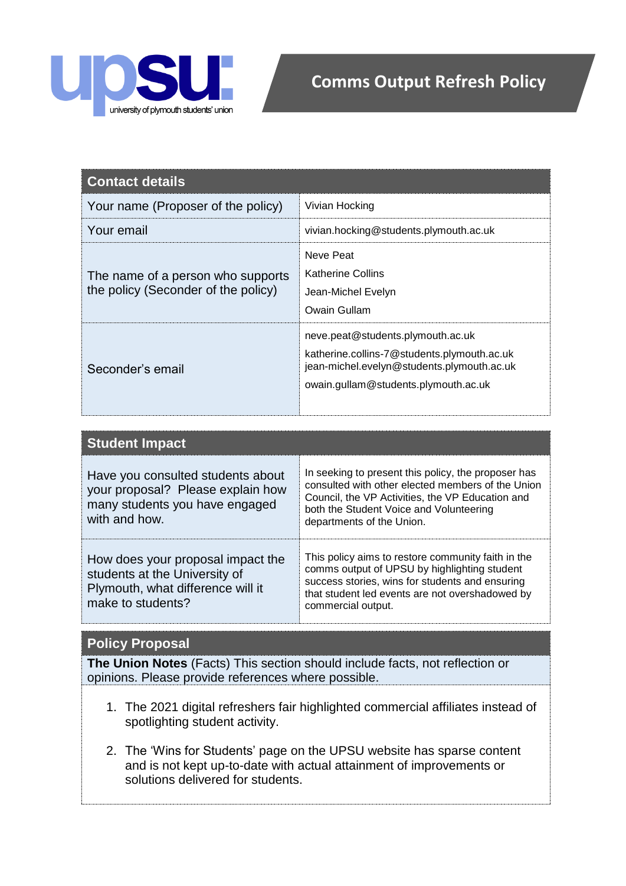upsu university of plymouth students' union

# Comms Output Refresh Policy

| Contact details | |
|---|---|
| Your name (Proposer of the policy) | Vivian Hocking |
| Your email | vivian.hocking@students.plymouth.ac.uk |
| The name of a person who supports the policy (Seconder of the policy) | Neve Peat<br>Katherine Collins<br>Jean-Michel Evelyn<br>Owain Gullam |
| Seconder's email | neve.peat@students.plymouth.ac.uk<br>katherine.collins-7@students.plymouth.ac.uk<br>jean-michel.evelyn@students.plymouth.ac.uk<br>owain.gullam@students.plymouth.ac.uk |

| Student Impact | |
|---|---|
| Have you consulted students about your proposal? Please explain how many students you have engaged with and how. | In seeking to present this policy, the proposer has consulted with other elected members of the Union Council, the VP Activities, the VP Education and both the Student Voice and Volunteering departments of the Union. |
| How does your proposal impact the students at the University of Plymouth, what difference will it make to students? | This policy aims to restore community faith in the comms output of UPSU by highlighting student success stories, wins for students and ensuring that student led events are not overshadowed by commercial output. |

## Policy Proposal

**The Union Notes** (Facts) This section should include facts, not reflection or opinions. Please provide references where possible.

1. The 2021 digital refreshers fair highlighted commercial affiliates instead of spotlighting student activity.
2. The 'Wins for Students' page on the UPSU website has sparse content and is not kept up-to-date with actual attainment of improvements or solutions delivered for students.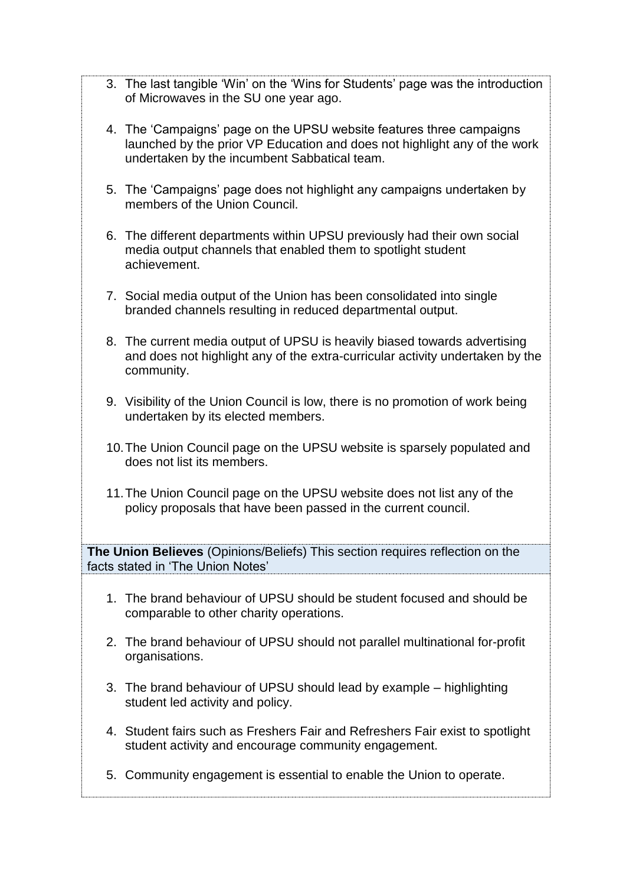3. The last tangible 'Win' on the 'Wins for Students' page was the introduction of Microwaves in the SU one year ago.

4. The 'Campaigns' page on the UPSU website features three campaigns launched by the prior VP Education and does not highlight any of the work undertaken by the incumbent Sabbatical team.

5. The 'Campaigns' page does not highlight any campaigns undertaken by members of the Union Council.

6. The different departments within UPSU previously had their own social media output channels that enabled them to spotlight student achievement.

7. Social media output of the Union has been consolidated into single branded channels resulting in reduced departmental output.

8. The current media output of UPSU is heavily biased towards advertising and does not highlight any of the extra-curricular activity undertaken by the community.

9. Visibility of the Union Council is low, there is no promotion of work being undertaken by its elected members.

10. The Union Council page on the UPSU website is sparsely populated and does not list its members.

11. The Union Council page on the UPSU website does not list any of the policy proposals that have been passed in the current council.

**The Union Believes** (Opinions/Beliefs) This section requires reflection on the facts stated in 'The Union Notes'

1. The brand behaviour of UPSU should be student focused and should be comparable to other charity operations.

2. The brand behaviour of UPSU should not parallel multinational for-profit organisations.

3. The brand behaviour of UPSU should lead by example – highlighting student led activity and policy.

4. Student fairs such as Freshers Fair and Refreshers Fair exist to spotlight student activity and encourage community engagement.

5. Community engagement is essential to enable the Union to operate.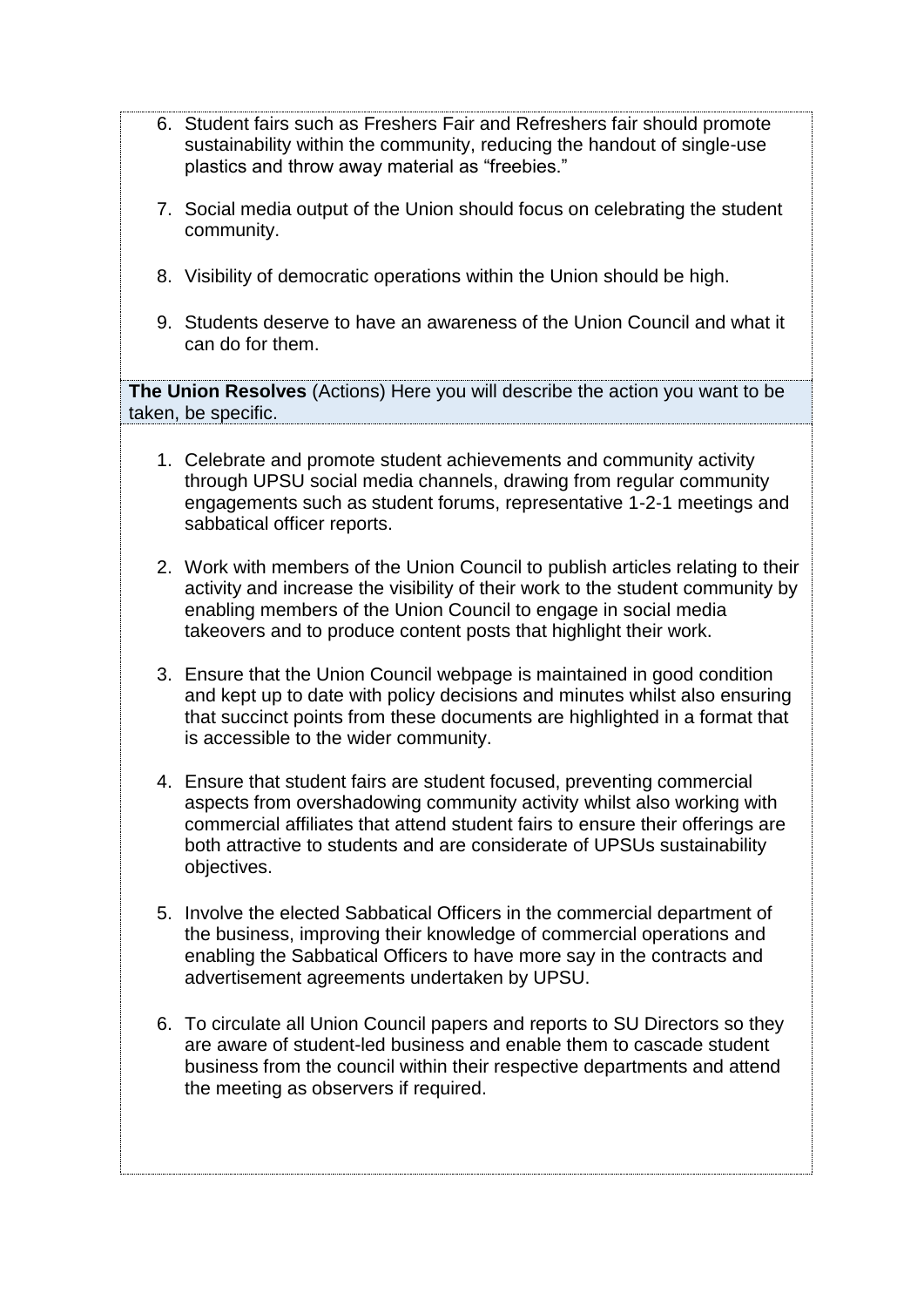6. Student fairs such as Freshers Fair and Refreshers fair should promote sustainability within the community, reducing the handout of single-use plastics and throw away material as "freebies."

7. Social media output of the Union should focus on celebrating the student community.

8. Visibility of democratic operations within the Union should be high.

9. Students deserve to have an awareness of the Union Council and what it can do for them.

**The Union Resolves** (Actions) Here you will describe the action you want to be taken, be specific.

1. Celebrate and promote student achievements and community activity through UPSU social media channels, drawing from regular community engagements such as student forums, representative 1-2-1 meetings and sabbatical officer reports.

2. Work with members of the Union Council to publish articles relating to their activity and increase the visibility of their work to the student community by enabling members of the Union Council to engage in social media takeovers and to produce content posts that highlight their work.

3. Ensure that the Union Council webpage is maintained in good condition and kept up to date with policy decisions and minutes whilst also ensuring that succinct points from these documents are highlighted in a format that is accessible to the wider community.

4. Ensure that student fairs are student focused, preventing commercial aspects from overshadowing community activity whilst also working with commercial affiliates that attend student fairs to ensure their offerings are both attractive to students and are considerate of UPSUs sustainability objectives.

5. Involve the elected Sabbatical Officers in the commercial department of the business, improving their knowledge of commercial operations and enabling the Sabbatical Officers to have more say in the contracts and advertisement agreements undertaken by UPSU.

6. To circulate all Union Council papers and reports to SU Directors so they are aware of student-led business and enable them to cascade student business from the council within their respective departments and attend the meeting as observers if required.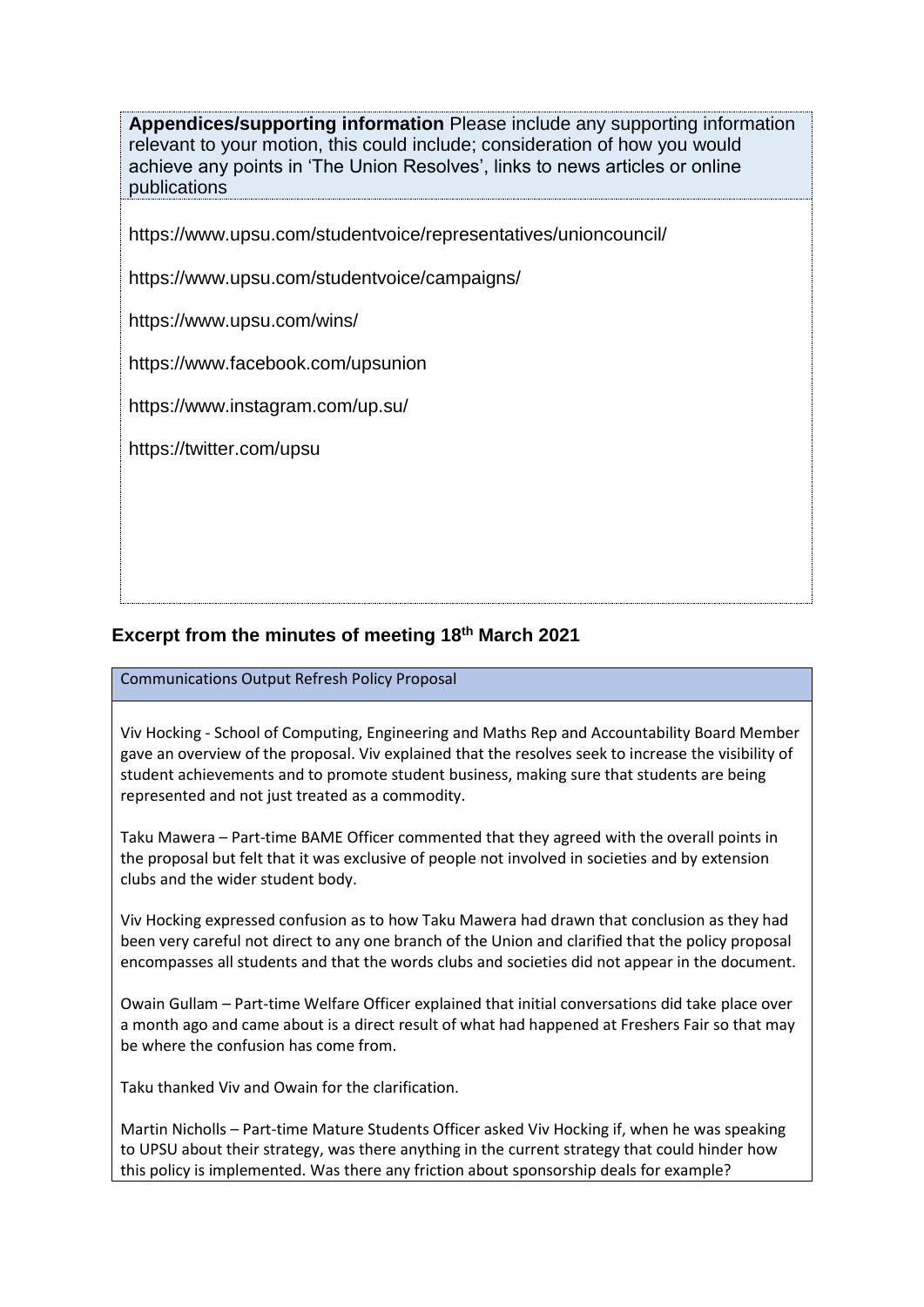**Appendices/supporting information** Please include any supporting information relevant to your motion, this could include; consideration of how you would achieve any points in 'The Union Resolves', links to news articles or online publications

https://www.upsu.com/studentvoice/representatives/unioncouncil/

https://www.upsu.com/studentvoice/campaigns/

https://www.upsu.com/wins/

https://www.facebook.com/upsunion

https://www.instagram.com/up.su/

https://twitter.com/upsu

## Excerpt from the minutes of meeting 18th March 2021

**Communications Output Refresh Policy Proposal**

Viv Hocking - School of Computing, Engineering and Maths Rep and Accountability Board Member gave an overview of the proposal. Viv explained that the resolves seek to increase the visibility of student achievements and to promote student business, making sure that students are being represented and not just treated as a commodity.

Taku Mawera – Part-time BAME Officer commented that they agreed with the overall points in the proposal but felt that it was exclusive of people not involved in societies and by extension clubs and the wider student body.

Viv Hocking expressed confusion as to how Taku Mawera had drawn that conclusion as they had been very careful not direct to any one branch of the Union and clarified that the policy proposal encompasses all students and that the words clubs and societies did not appear in the document.

Owain Gullam – Part-time Welfare Officer explained that initial conversations did take place over a month ago and came about is a direct result of what had happened at Freshers Fair so that may be where the confusion has come from.

Taku thanked Viv and Owain for the clarification.

Martin Nicholls – Part-time Mature Students Officer asked Viv Hocking if, when he was speaking to UPSU about their strategy, was there anything in the current strategy that could hinder how this policy is implemented. Was there any friction about sponsorship deals for example?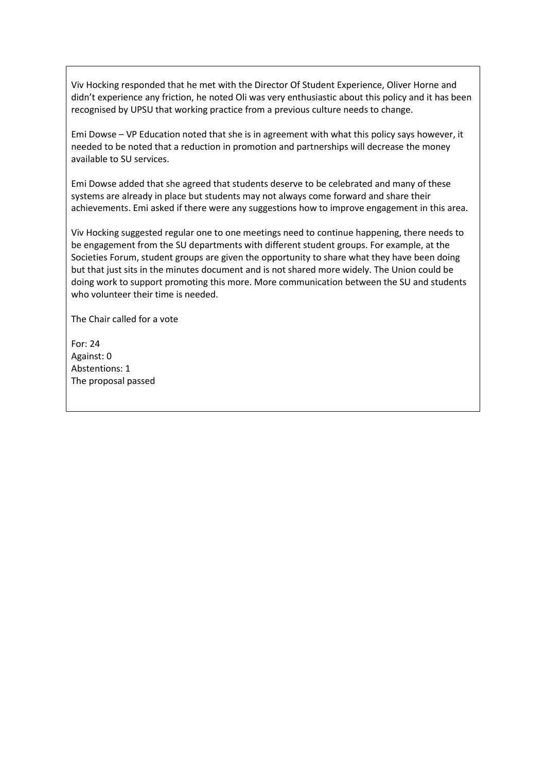Viv Hocking responded that he met with the Director Of Student Experience, Oliver Horne and didn't experience any friction, he noted Oli was very enthusiastic about this policy and it has been recognised by UPSU that working practice from a previous culture needs to change.

Emi Dowse – VP Education noted that she is in agreement with what this policy says however, it needed to be noted that a reduction in promotion and partnerships will decrease the money available to SU services.

Emi Dowse added that she agreed that students deserve to be celebrated and many of these systems are already in place but students may not always come forward and share their achievements. Emi asked if there were any suggestions how to improve engagement in this area.

Viv Hocking suggested regular one to one meetings need to continue happening, there needs to be engagement from the SU departments with different student groups. For example, at the Societies Forum, student groups are given the opportunity to share what they have been doing but that just sits in the minutes document and is not shared more widely. The Union could be doing work to support promoting this more. More communication between the SU and students who volunteer their time is needed.

The Chair called for a vote

For: 24
Against: 0
Abstentions: 1
The proposal passed